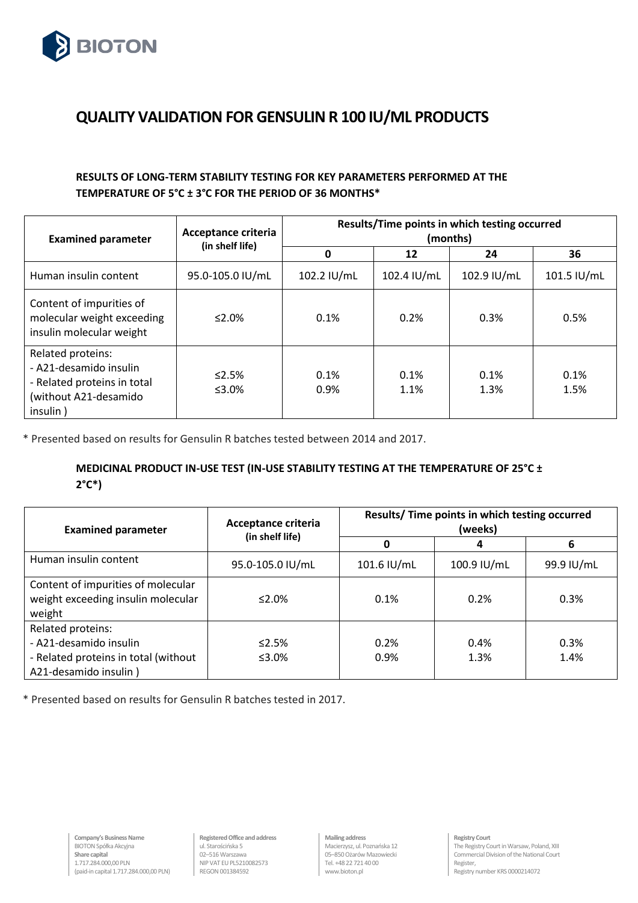# QUALITY VALIDATION FOR GENSULIN R 100 IU/ML PRODUCTS

### RESULTS OF LONG-TERM STABILITY TESTING FOR KEY PARAMETERS PERFORMED AT THE TEMPERATURE OF 5°C ± 3°C FOR THE PERIOD OF 36 MONTHS*

| Examined parameter | Acceptance criteria (in shelf life) | Results/Time points in which testing occurred (months) | | | |
|---|---|---|---|---|---|
| | | 0 | 12 | 24 | 36 |
| Human insulin content | 95.0-105.0 IU/mL | 102.2 IU/mL | 102.4 IU/mL | 102.9 IU/mL | 101.5 IU/mL |
| Content of impurities of molecular weight exceeding insulin molecular weight | ≤2.0% | 0.1% | 0.2% | 0.3% | 0.5% |
| Related proteins:<br>- A21-desamido insulin<br>- Related proteins in total (without A21-desamido insulin ) | ≤2.5%<br>≤3.0% | 0.1%<br>0.9% | 0.1%<br>1.1% | 0.1%<br>1.3% | 0.1%<br>1.5% |

\* Presented based on results for Gensulin R batches tested between 2014 and 2017.

### MEDICINAL PRODUCT IN-USE TEST (IN-USE STABILITY TESTING AT THE TEMPERATURE OF 25°C ± 2°C*)

| Examined parameter | Acceptance criteria (in shelf life) | Results/ Time points in which testing occurred (weeks) | | |
|---|---|---|---|---|
| | | 0 | 4 | 6 |
| Human insulin content | 95.0-105.0 IU/mL | 101.6 IU/mL | 100.9 IU/mL | 99.9 IU/mL |
| Content of impurities of molecular weight exceeding insulin molecular weight | ≤2.0% | 0.1% | 0.2% | 0.3% |
| Related proteins:<br>- A21-desamido insulin<br>- Related proteins in total (without A21-desamido insulin ) | ≤2.5%<br>≤3.0% | 0.2%<br>0.9% | 0.4%<br>1.3% | 0.3%<br>1.4% |

\* Presented based on results for Gensulin R batches tested in 2017.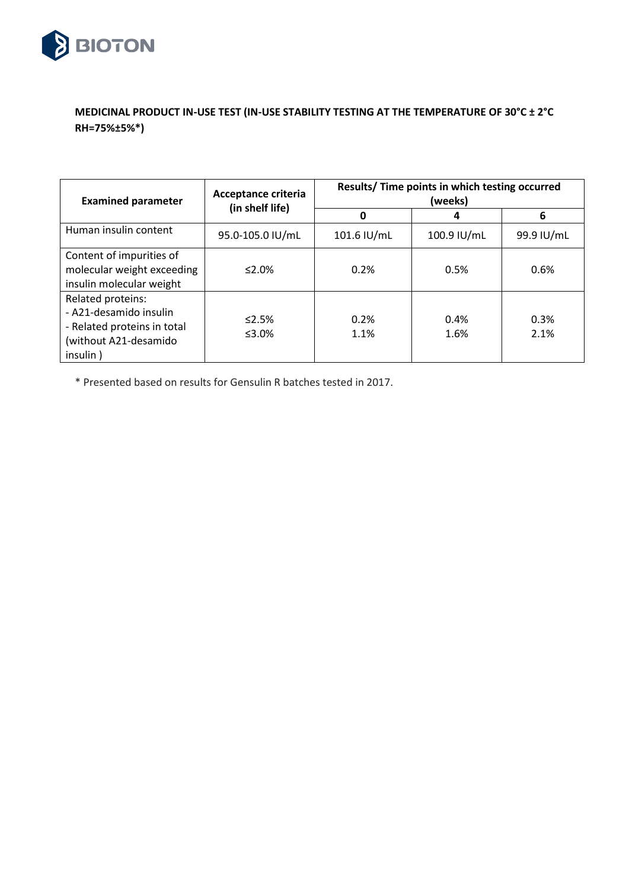**MEDICINAL PRODUCT IN-USE TEST (IN-USE STABILITY TESTING AT THE TEMPERATURE OF 30°C ± 2°C RH=75%±5%*)**

| Examined parameter | Acceptance criteria (in shelf life) | Results/ Time points in which testing occurred (weeks) | | |
|---|---|---|---|---|
| | | 0 | 4 | 6 |
| Human insulin content | 95.0-105.0 IU/mL | 101.6 IU/mL | 100.9 IU/mL | 99.9 IU/mL |
| Content of impurities of molecular weight exceeding insulin molecular weight | ≤2.0% | 0.2% | 0.5% | 0.6% |
| Related proteins:<br>- A21-desamido insulin<br>- Related proteins in total (without A21-desamido insulin ) | ≤2.5%<br>≤3.0% | 0.2%<br>1.1% | 0.4%<br>1.6% | 0.3%<br>2.1% |

\* Presented based on results for Gensulin R batches tested in 2017.